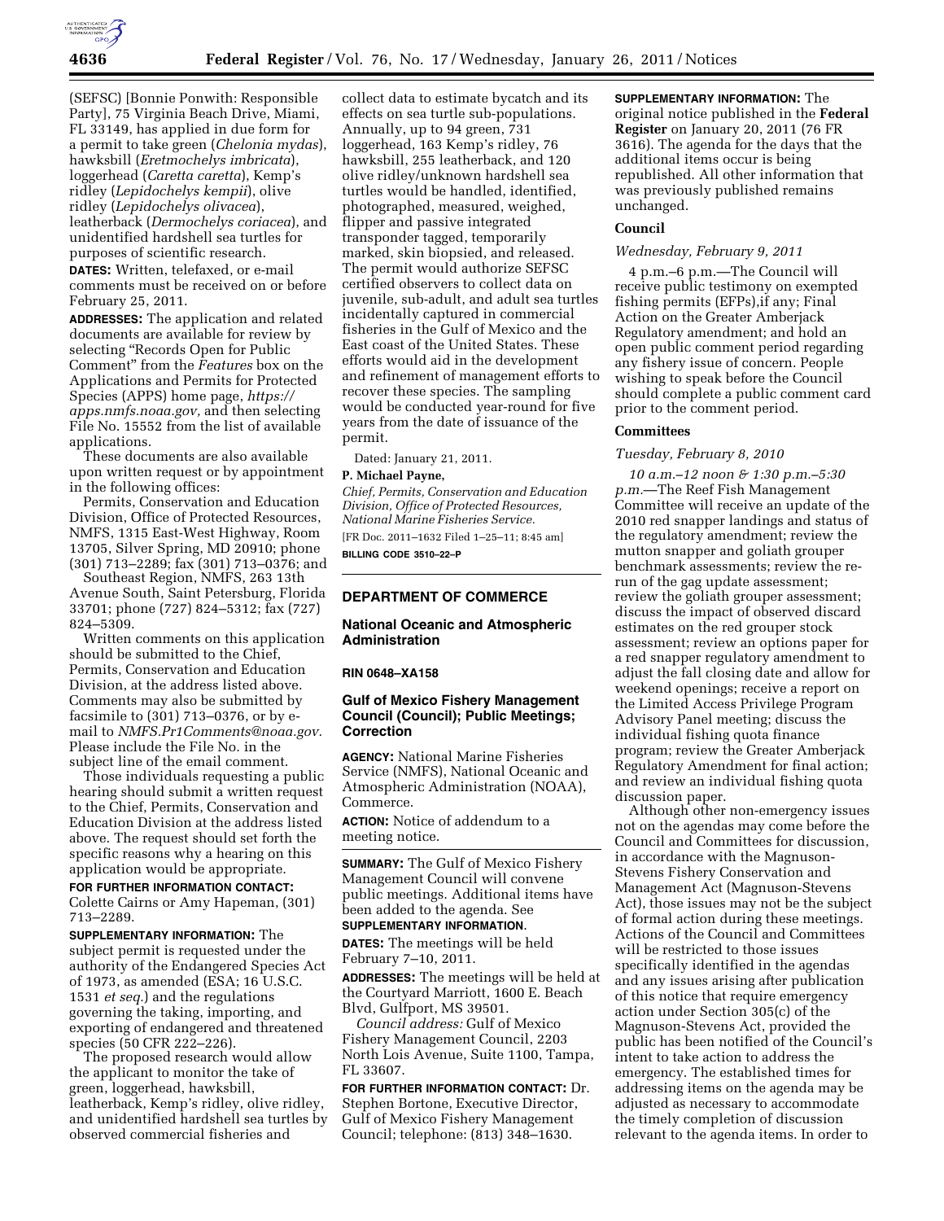(SEFSC) [Bonnie Ponwith: Responsible Party], 75 Virginia Beach Drive, Miami, FL 33149, has applied in due form for a permit to take green (*Chelonia mydas*), hawksbill (*Eretmochelys imbricata*), loggerhead (*Caretta caretta*), Kemp's ridley (*Lepidochelys kempii*), olive ridley (*Lepidochelys olivacea*), leatherback (*Dermochelys coriacea*), and unidentified hardshell sea turtles for purposes of scientific research.

**DATES:** Written, telefaxed, or e-mail comments must be received on or before February 25, 2011.

**ADDRESSES:** The application and related documents are available for review by selecting "Records Open for Public Comment" from the *Features* box on the Applications and Permits for Protected Species (APPS) home page, *https://apps.nmfs.noaa.gov,* and then selecting File No. 15552 from the list of available applications.

These documents are also available upon written request or by appointment in the following offices:

Permits, Conservation and Education Division, Office of Protected Resources, NMFS, 1315 East-West Highway, Room 13705, Silver Spring, MD 20910; phone (301) 713–2289; fax (301) 713–0376; and

Southeast Region, NMFS, 263 13th Avenue South, Saint Petersburg, Florida 33701; phone (727) 824–5312; fax (727) 824–5309.

Written comments on this application should be submitted to the Chief, Permits, Conservation and Education Division, at the address listed above. Comments may also be submitted by facsimile to (301) 713–0376, or by e-mail to *NMFS.Pr1Comments@noaa.gov.* Please include the File No. in the subject line of the email comment.

Those individuals requesting a public hearing should submit a written request to the Chief, Permits, Conservation and Education Division at the address listed above. The request should set forth the specific reasons why a hearing on this application would be appropriate.

**FOR FURTHER INFORMATION CONTACT:** Colette Cairns or Amy Hapeman, (301) 713–2289.

**SUPPLEMENTARY INFORMATION:** The subject permit is requested under the authority of the Endangered Species Act of 1973, as amended (ESA; 16 U.S.C. 1531 *et seq.*) and the regulations governing the taking, importing, and exporting of endangered and threatened species (50 CFR 222–226).

The proposed research would allow the applicant to monitor the take of green, loggerhead, hawksbill, leatherback, Kemp's ridley, olive ridley, and unidentified hardshell sea turtles by observed commercial fisheries and collect data to estimate bycatch and its effects on sea turtle sub-populations. Annually, up to 94 green, 731 loggerhead, 163 Kemp's ridley, 76 hawksbill, 255 leatherback, and 120 olive ridley/unknown hardshell sea turtles would be handled, identified, photographed, measured, weighed, flipper and passive integrated transponder tagged, temporarily marked, skin biopsied, and released. The permit would authorize SEFSC certified observers to collect data on juvenile, sub-adult, and adult sea turtles incidentally captured in commercial fisheries in the Gulf of Mexico and the East coast of the United States. These efforts would aid in the development and refinement of management efforts to recover these species. The sampling would be conducted year-round for five years from the date of issuance of the permit.

Dated: January 21, 2011.

**P. Michael Payne,**

*Chief, Permits, Conservation and Education Division, Office of Protected Resources, National Marine Fisheries Service.*

[FR Doc. 2011–1632 Filed 1–25–11; 8:45 am]

**BILLING CODE 3510–22–P**

## DEPARTMENT OF COMMERCE

### National Oceanic and Atmospheric Administration

**RIN 0648–XA158**

### Gulf of Mexico Fishery Management Council (Council); Public Meetings; Correction

**AGENCY:** National Marine Fisheries Service (NMFS), National Oceanic and Atmospheric Administration (NOAA), Commerce.

**ACTION:** Notice of addendum to a meeting notice.

**SUMMARY:** The Gulf of Mexico Fishery Management Council will convene public meetings. Additional items have been added to the agenda. See **SUPPLEMENTARY INFORMATION**.

**DATES:** The meetings will be held February 7–10, 2011.

**ADDRESSES:** The meetings will be held at the Courtyard Marriott, 1600 E. Beach Blvd, Gulfport, MS 39501.

*Council address:* Gulf of Mexico Fishery Management Council, 2203 North Lois Avenue, Suite 1100, Tampa, FL 33607.

**FOR FURTHER INFORMATION CONTACT:** Dr. Stephen Bortone, Executive Director, Gulf of Mexico Fishery Management Council; telephone: (813) 348–1630.

**SUPPLEMENTARY INFORMATION:** The original notice published in the **Federal Register** on January 20, 2011 (76 FR 3616). The agenda for the days that the additional items occur is being republished. All other information that was previously published remains unchanged.

#### Council

*Wednesday, February 9, 2011*

4 p.m.–6 p.m.—The Council will receive public testimony on exempted fishing permits (EFPs),if any; Final Action on the Greater Amberjack Regulatory amendment; and hold an open public comment period regarding any fishery issue of concern. People wishing to speak before the Council should complete a public comment card prior to the comment period.

#### Committees

*Tuesday, February 8, 2010*

*10 a.m.–12 noon & 1:30 p.m.–5:30 p.m.*—The Reef Fish Management Committee will receive an update of the 2010 red snapper landings and status of the regulatory amendment; review the mutton snapper and goliath grouper benchmark assessments; review the re-run of the gag update assessment; review the goliath grouper assessment; discuss the impact of observed discard estimates on the red grouper stock assessment; review an options paper for a red snapper regulatory amendment to adjust the fall closing date and allow for weekend openings; receive a report on the Limited Access Privilege Program Advisory Panel meeting; discuss the individual fishing quota finance program; review the Greater Amberjack Regulatory Amendment for final action; and review an individual fishing quota discussion paper.

Although other non-emergency issues not on the agendas may come before the Council and Committees for discussion, in accordance with the Magnuson-Stevens Fishery Conservation and Management Act (Magnuson-Stevens Act), those issues may not be the subject of formal action during these meetings. Actions of the Council and Committees will be restricted to those issues specifically identified in the agendas and any issues arising after publication of this notice that require emergency action under Section 305(c) of the Magnuson-Stevens Act, provided the public has been notified of the Council's intent to take action to address the emergency. The established times for addressing items on the agenda may be adjusted as necessary to accommodate the timely completion of discussion relevant to the agenda items. In order to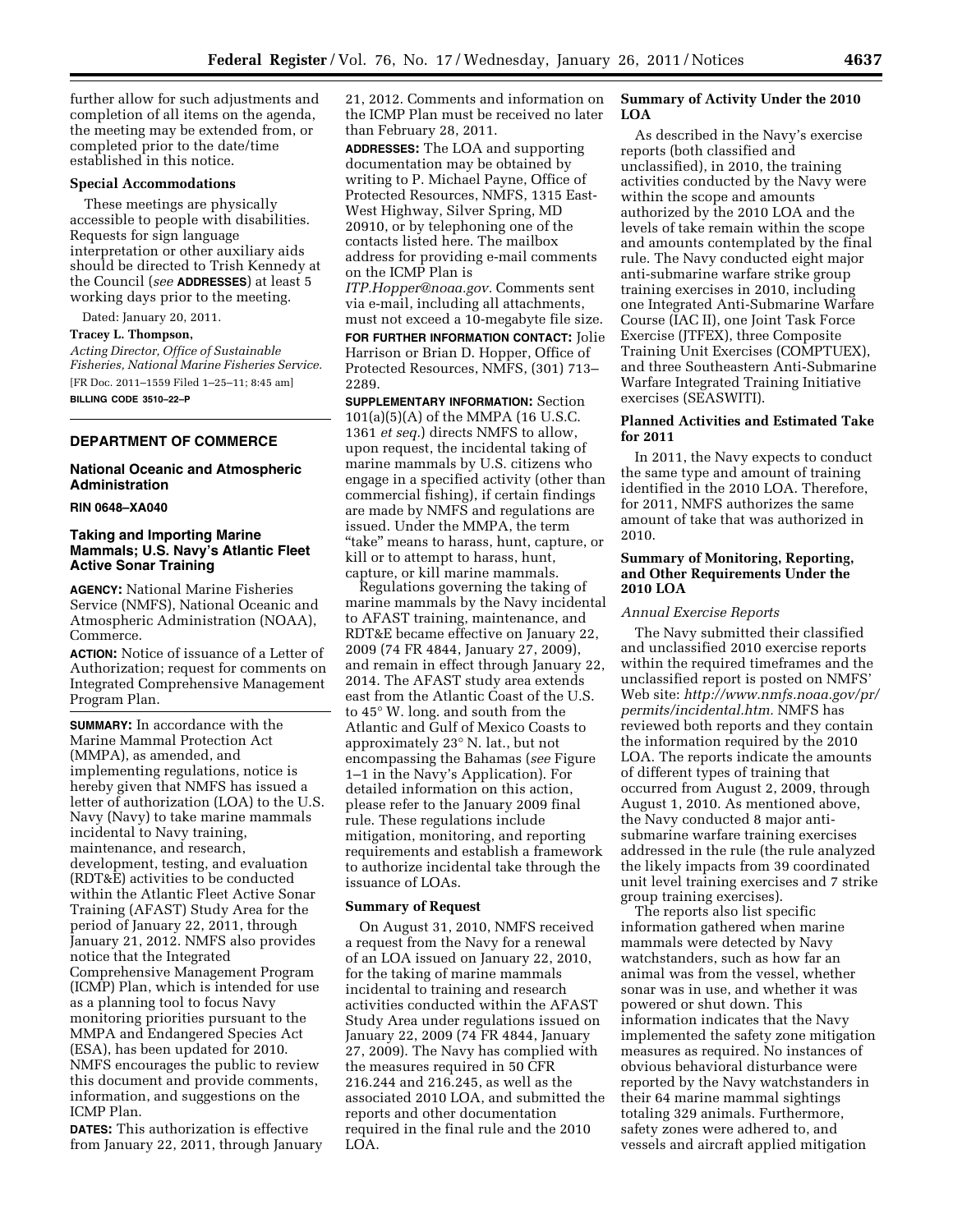further allow for such adjustments and completion of all items on the agenda, the meeting may be extended from, or completed prior to the date/time established in this notice.

### Special Accommodations

These meetings are physically accessible to people with disabilities. Requests for sign language interpretation or other auxiliary aids should be directed to Trish Kennedy at the Council (*see* **ADDRESSES**) at least 5 working days prior to the meeting.

Dated: January 20, 2011.

**Tracey L. Thompson,**

*Acting Director, Office of Sustainable Fisheries, National Marine Fisheries Service.*

[FR Doc. 2011–1559 Filed 1–25–11; 8:45 am]

**BILLING CODE 3510–22–P**

---

## DEPARTMENT OF COMMERCE

### National Oceanic and Atmospheric Administration

**RIN 0648–XA040**

### Taking and Importing Marine Mammals; U.S. Navy's Atlantic Fleet Active Sonar Training

**AGENCY:** National Marine Fisheries Service (NMFS), National Oceanic and Atmospheric Administration (NOAA), Commerce.

**ACTION:** Notice of issuance of a Letter of Authorization; request for comments on Integrated Comprehensive Management Program Plan.

**SUMMARY:** In accordance with the Marine Mammal Protection Act (MMPA), as amended, and implementing regulations, notice is hereby given that NMFS has issued a letter of authorization (LOA) to the U.S. Navy (Navy) to take marine mammals incidental to Navy training, maintenance, and research, development, testing, and evaluation (RDT&E) activities to be conducted within the Atlantic Fleet Active Sonar Training (AFAST) Study Area for the period of January 22, 2011, through January 21, 2012. NMFS also provides notice that the Integrated Comprehensive Management Program (ICMP) Plan, which is intended for use as a planning tool to focus Navy monitoring priorities pursuant to the MMPA and Endangered Species Act (ESA), has been updated for 2010. NMFS encourages the public to review this document and provide comments, information, and suggestions on the ICMP Plan.

**DATES:** This authorization is effective from January 22, 2011, through January 21, 2012. Comments and information on the ICMP Plan must be received no later than February 28, 2011.

**ADDRESSES:** The LOA and supporting documentation may be obtained by writing to P. Michael Payne, Office of Protected Resources, NMFS, 1315 East-West Highway, Silver Spring, MD 20910, or by telephoning one of the contacts listed here. The mailbox address for providing e-mail comments on the ICMP Plan is *ITP.Hopper@noaa.gov.* Comments sent via e-mail, including all attachments, must not exceed a 10-megabyte file size.

**FOR FURTHER INFORMATION CONTACT:** Jolie Harrison or Brian D. Hopper, Office of Protected Resources, NMFS, (301) 713–2289.

**SUPPLEMENTARY INFORMATION:** Section 101(a)(5)(A) of the MMPA (16 U.S.C. 1361 *et seq.*) directs NMFS to allow, upon request, the incidental taking of marine mammals by U.S. citizens who engage in a specified activity (other than commercial fishing), if certain findings are made by NMFS and regulations are issued. Under the MMPA, the term "take" means to harass, hunt, capture, or kill or to attempt to harass, hunt, capture, or kill marine mammals.

Regulations governing the taking of marine mammals by the Navy incidental to AFAST training, maintenance, and RDT&E became effective on January 22, 2009 (74 FR 4844, January 27, 2009), and remain in effect through January 22, 2014. The AFAST study area extends east from the Atlantic Coast of the U.S. to 45° W. long. and south from the Atlantic and Gulf of Mexico Coasts to approximately 23° N. lat., but not encompassing the Bahamas (*see* Figure 1–1 in the Navy's Application). For detailed information on this action, please refer to the January 2009 final rule. These regulations include mitigation, monitoring, and reporting requirements and establish a framework to authorize incidental take through the issuance of LOAs.

### Summary of Request

On August 31, 2010, NMFS received a request from the Navy for a renewal of an LOA issued on January 22, 2010, for the taking of marine mammals incidental to training and research activities conducted within the AFAST Study Area under regulations issued on January 22, 2009 (74 FR 4844, January 27, 2009). The Navy has complied with the measures required in 50 CFR 216.244 and 216.245, as well as the associated 2010 LOA, and submitted the reports and other documentation required in the final rule and the 2010 LOA.

### Summary of Activity Under the 2010 LOA

As described in the Navy's exercise reports (both classified and unclassified), in 2010, the training activities conducted by the Navy were within the scope and amounts authorized by the 2010 LOA and the levels of take remain within the scope and amounts contemplated by the final rule. The Navy conducted eight major anti-submarine warfare strike group training exercises in 2010, including one Integrated Anti-Submarine Warfare Course (IAC II), one Joint Task Force Exercise (JTFEX), three Composite Training Unit Exercises (COMPTUEX), and three Southeastern Anti-Submarine Warfare Integrated Training Initiative exercises (SEASWITI).

### Planned Activities and Estimated Take for 2011

In 2011, the Navy expects to conduct the same type and amount of training identified in the 2010 LOA. Therefore, for 2011, NMFS authorizes the same amount of take that was authorized in 2010.

### Summary of Monitoring, Reporting, and Other Requirements Under the 2010 LOA

*Annual Exercise Reports*

The Navy submitted their classified and unclassified 2010 exercise reports within the required timeframes and the unclassified report is posted on NMFS' Web site: *http://www.nmfs.noaa.gov/pr/permits/incidental.htm.* NMFS has reviewed both reports and they contain the information required by the 2010 LOA. The reports indicate the amounts of different types of training that occurred from August 2, 2009, through August 1, 2010. As mentioned above, the Navy conducted 8 major anti-submarine warfare training exercises addressed in the rule (the rule analyzed the likely impacts from 39 coordinated unit level training exercises and 7 strike group training exercises).

The reports also list specific information gathered when marine mammals were detected by Navy watchstanders, such as how far an animal was from the vessel, whether sonar was in use, and whether it was powered or shut down. This information indicates that the Navy implemented the safety zone mitigation measures as required. No instances of obvious behavioral disturbance were reported by the Navy watchstanders in their 64 marine mammal sightings totaling 329 animals. Furthermore, safety zones were adhered to, and vessels and aircraft applied mitigation